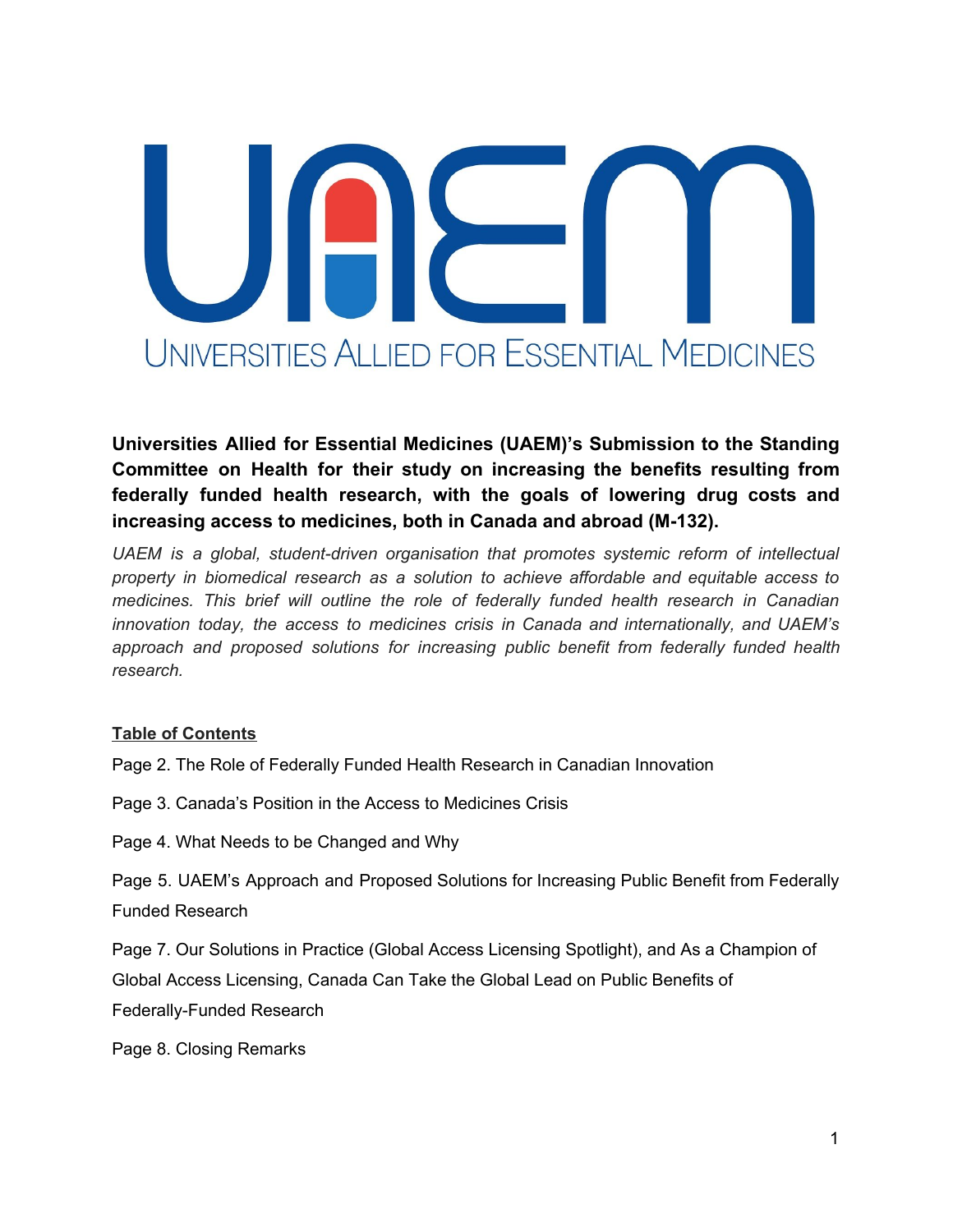# UNIVERSITIES ALLIED FOR ESSENTIAL MEDICINES

**Universities Allied for Essential Medicines (UAEM)'s Submission to the Standing Committee on Health for their study on increasing the benefits resulting from federally funded health research, with the goals of lowering drug costs and increasing access to medicines, both in Canada and abroad (M-132).**

*UAEM is a global, student-driven organisation that promotes systemic reform of intellectual property in biomedical research as a solution to achieve affordable and equitable access to medicines. This brief will outline the role of federally funded health research in Canadian innovation today, the access to medicines crisis in Canada and internationally, and UAEM's approach and proposed solutions for increasing public benefit from federally funded health research.*

**Table of Contents**

Page 2. The Role of Federally Funded Health Research in Canadian Innovation

Page 3. Canada's Position in the Access to Medicines Crisis

Page 4. What Needs to be Changed and Why

Page 5. UAEM's Approach and Proposed Solutions for Increasing Public Benefit from Federally Funded Research

Page 7. Our Solutions in Practice (Global Access Licensing Spotlight), and As a Champion of Global Access Licensing, Canada Can Take the Global Lead on Public Benefits of Federally-Funded Research

Page 8. Closing Remarks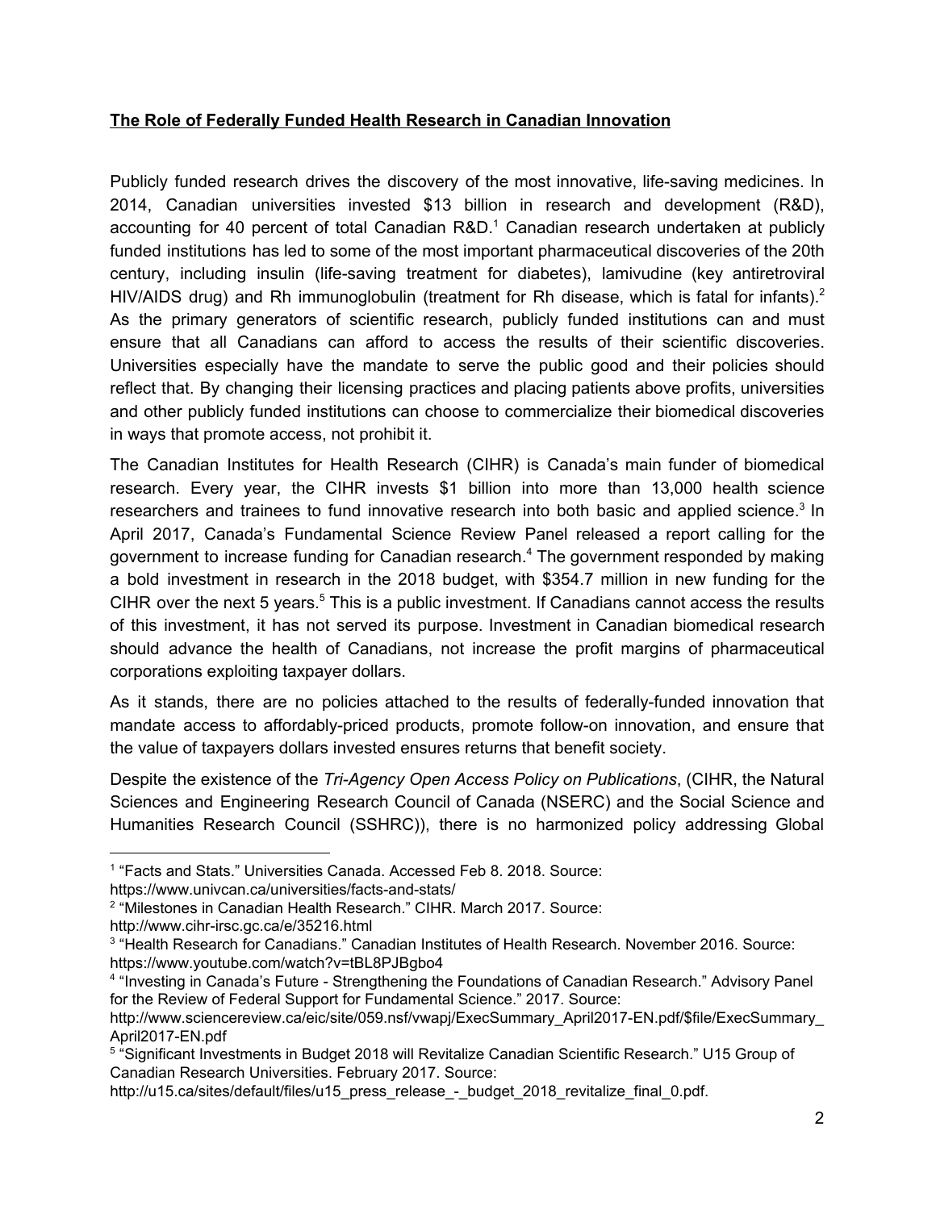**The Role of Federally Funded Health Research in Canadian Innovation**

Publicly funded research drives the discovery of the most innovative, life-saving medicines. In 2014, Canadian universities invested $13 billion in research and development (R&D), accounting for 40 percent of total Canadian R&D.[1] Canadian research undertaken at publicly funded institutions has led to some of the most important pharmaceutical discoveries of the 20th century, including insulin (life-saving treatment for diabetes), lamivudine (key antiretroviral HIV/AIDS drug) and Rh immunoglobulin (treatment for Rh disease, which is fatal for infants).[2] As the primary generators of scientific research, publicly funded institutions can and must ensure that all Canadians can afford to access the results of their scientific discoveries. Universities especially have the mandate to serve the public good and their policies should reflect that. By changing their licensing practices and placing patients above profits, universities and other publicly funded institutions can choose to commercialize their biomedical discoveries in ways that promote access, not prohibit it.

The Canadian Institutes for Health Research (CIHR) is Canada's main funder of biomedical research. Every year, the CIHR invests $1 billion into more than 13,000 health science researchers and trainees to fund innovative research into both basic and applied science.[3] In April 2017, Canada's Fundamental Science Review Panel released a report calling for the government to increase funding for Canadian research.[4] The government responded by making a bold investment in research in the 2018 budget, with $354.7 million in new funding for the CIHR over the next 5 years.[5] This is a public investment. If Canadians cannot access the results of this investment, it has not served its purpose. Investment in Canadian biomedical research should advance the health of Canadians, not increase the profit margins of pharmaceutical corporations exploiting taxpayer dollars.

As it stands, there are no policies attached to the results of federally-funded innovation that mandate access to affordably-priced products, promote follow-on innovation, and ensure that the value of taxpayers dollars invested ensures returns that benefit society.

Despite the existence of the *Tri-Agency Open Access Policy on Publications*, (CIHR, the Natural Sciences and Engineering Research Council of Canada (NSERC) and the Social Science and Humanities Research Council (SSHRC)), there is no harmonized policy addressing Global

---

[1] "Facts and Stats." Universities Canada. Accessed Feb 8. 2018. Source: https://www.univcan.ca/universities/facts-and-stats/

[2] "Milestones in Canadian Health Research." CIHR. March 2017. Source: http://www.cihr-irsc.gc.ca/e/35216.html

[3] "Health Research for Canadians." Canadian Institutes of Health Research. November 2016. Source: https://www.youtube.com/watch?v=tBL8PJBgbo4

[4] "Investing in Canada's Future - Strengthening the Foundations of Canadian Research." Advisory Panel for the Review of Federal Support for Fundamental Science." 2017. Source: http://www.sciencereview.ca/eic/site/059.nsf/vwapj/ExecSummary_April2017-EN.pdf/$file/ExecSummary_April2017-EN.pdf

[5] "Significant Investments in Budget 2018 will Revitalize Canadian Scientific Research." U15 Group of Canadian Research Universities. February 2017. Source: http://u15.ca/sites/default/files/u15_press_release_-_budget_2018_revitalize_final_0.pdf.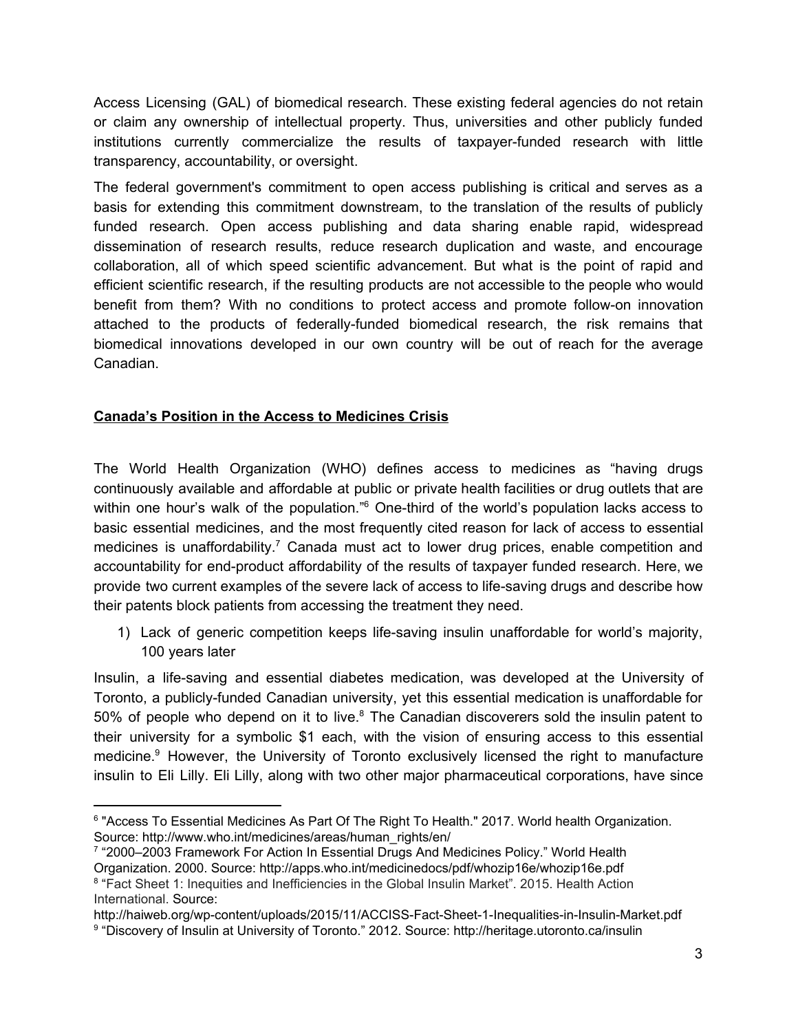Access Licensing (GAL) of biomedical research. These existing federal agencies do not retain or claim any ownership of intellectual property. Thus, universities and other publicly funded institutions currently commercialize the results of taxpayer-funded research with little transparency, accountability, or oversight.

The federal government's commitment to open access publishing is critical and serves as a basis for extending this commitment downstream, to the translation of the results of publicly funded research. Open access publishing and data sharing enable rapid, widespread dissemination of research results, reduce research duplication and waste, and encourage collaboration, all of which speed scientific advancement. But what is the point of rapid and efficient scientific research, if the resulting products are not accessible to the people who would benefit from them? With no conditions to protect access and promote follow-on innovation attached to the products of federally-funded biomedical research, the risk remains that biomedical innovations developed in our own country will be out of reach for the average Canadian.

## Canada's Position in the Access to Medicines Crisis

The World Health Organization (WHO) defines access to medicines as "having drugs continuously available and affordable at public or private health facilities or drug outlets that are within one hour's walk of the population."[6] One-third of the world's population lacks access to basic essential medicines, and the most frequently cited reason for lack of access to essential medicines is unaffordability.[7] Canada must act to lower drug prices, enable competition and accountability for end-product affordability of the results of taxpayer funded research. Here, we provide two current examples of the severe lack of access to life-saving drugs and describe how their patents block patients from accessing the treatment they need.

1) Lack of generic competition keeps life-saving insulin unaffordable for world's majority, 100 years later

Insulin, a life-saving and essential diabetes medication, was developed at the University of Toronto, a publicly-funded Canadian university, yet this essential medication is unaffordable for 50% of people who depend on it to live.[8] The Canadian discoverers sold the insulin patent to their university for a symbolic $1 each, with the vision of ensuring access to this essential medicine.[9] However, the University of Toronto exclusively licensed the right to manufacture insulin to Eli Lilly. Eli Lilly, along with two other major pharmaceutical corporations, have since

---

[6] "Access To Essential Medicines As Part Of The Right To Health." 2017. World health Organization. Source: http://www.who.int/medicines/areas/human_rights/en/

[7] "2000–2003 Framework For Action In Essential Drugs And Medicines Policy." World Health Organization. 2000. Source: http://apps.who.int/medicinedocs/pdf/whozip16e/whozip16e.pdf

[8] "Fact Sheet 1: Inequities and Inefficiencies in the Global Insulin Market". 2015. Health Action International. Source: http://haiweb.org/wp-content/uploads/2015/11/ACCISS-Fact-Sheet-1-Inequalities-in-Insulin-Market.pdf

[9] "Discovery of Insulin at University of Toronto." 2012. Source: http://heritage.utoronto.ca/insulin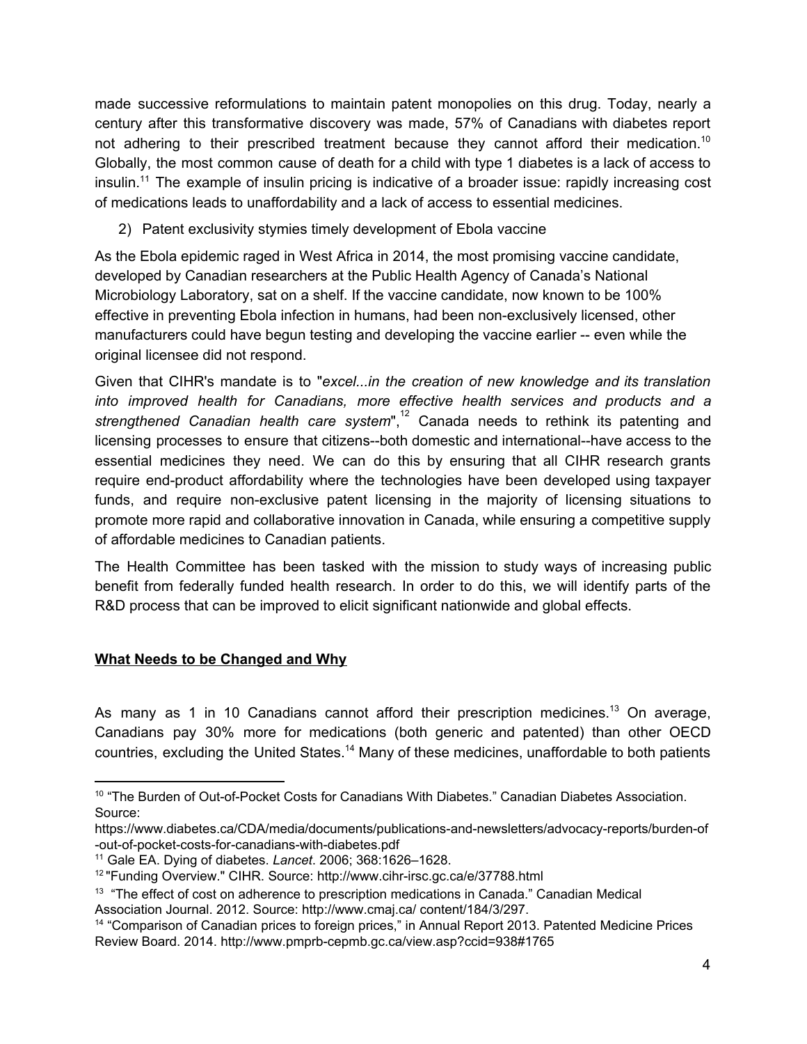made successive reformulations to maintain patent monopolies on this drug. Today, nearly a century after this transformative discovery was made, 57% of Canadians with diabetes report not adhering to their prescribed treatment because they cannot afford their medication.[10] Globally, the most common cause of death for a child with type 1 diabetes is a lack of access to insulin.[11] The example of insulin pricing is indicative of a broader issue: rapidly increasing cost of medications leads to unaffordability and a lack of access to essential medicines.

2) Patent exclusivity stymies timely development of Ebola vaccine

As the Ebola epidemic raged in West Africa in 2014, the most promising vaccine candidate, developed by Canadian researchers at the Public Health Agency of Canada's National Microbiology Laboratory, sat on a shelf. If the vaccine candidate, now known to be 100% effective in preventing Ebola infection in humans, had been non-exclusively licensed, other manufacturers could have begun testing and developing the vaccine earlier -- even while the original licensee did not respond.

Given that CIHR's mandate is to "*excel...in the creation of new knowledge and its translation into improved health for Canadians, more effective health services and products and a strengthened Canadian health care system*",[12] Canada needs to rethink its patenting and licensing processes to ensure that citizens--both domestic and international--have access to the essential medicines they need. We can do this by ensuring that all CIHR research grants require end-product affordability where the technologies have been developed using taxpayer funds, and require non-exclusive patent licensing in the majority of licensing situations to promote more rapid and collaborative innovation in Canada, while ensuring a competitive supply of affordable medicines to Canadian patients.

The Health Committee has been tasked with the mission to study ways of increasing public benefit from federally funded health research. In order to do this, we will identify parts of the R&D process that can be improved to elicit significant nationwide and global effects.

## **What Needs to be Changed and Why**

As many as 1 in 10 Canadians cannot afford their prescription medicines.[13] On average, Canadians pay 30% more for medications (both generic and patented) than other OECD countries, excluding the United States.[14] Many of these medicines, unaffordable to both patients

---

[10] "The Burden of Out-of-Pocket Costs for Canadians With Diabetes." Canadian Diabetes Association. Source: https://www.diabetes.ca/CDA/media/documents/publications-and-newsletters/advocacy-reports/burden-of-out-of-pocket-costs-for-canadians-with-diabetes.pdf

[11] Gale EA. Dying of diabetes. *Lancet*. 2006; 368:1626–1628.

[12] "Funding Overview." CIHR. Source: http://www.cihr-irsc.gc.ca/e/37788.html

[13] "The effect of cost on adherence to prescription medications in Canada." Canadian Medical Association Journal. 2012. Source: http://www.cmaj.ca/ content/184/3/297.

[14] "Comparison of Canadian prices to foreign prices," in Annual Report 2013. Patented Medicine Prices Review Board. 2014. http://www.pmprb-cepmb.gc.ca/view.asp?ccid=938#1765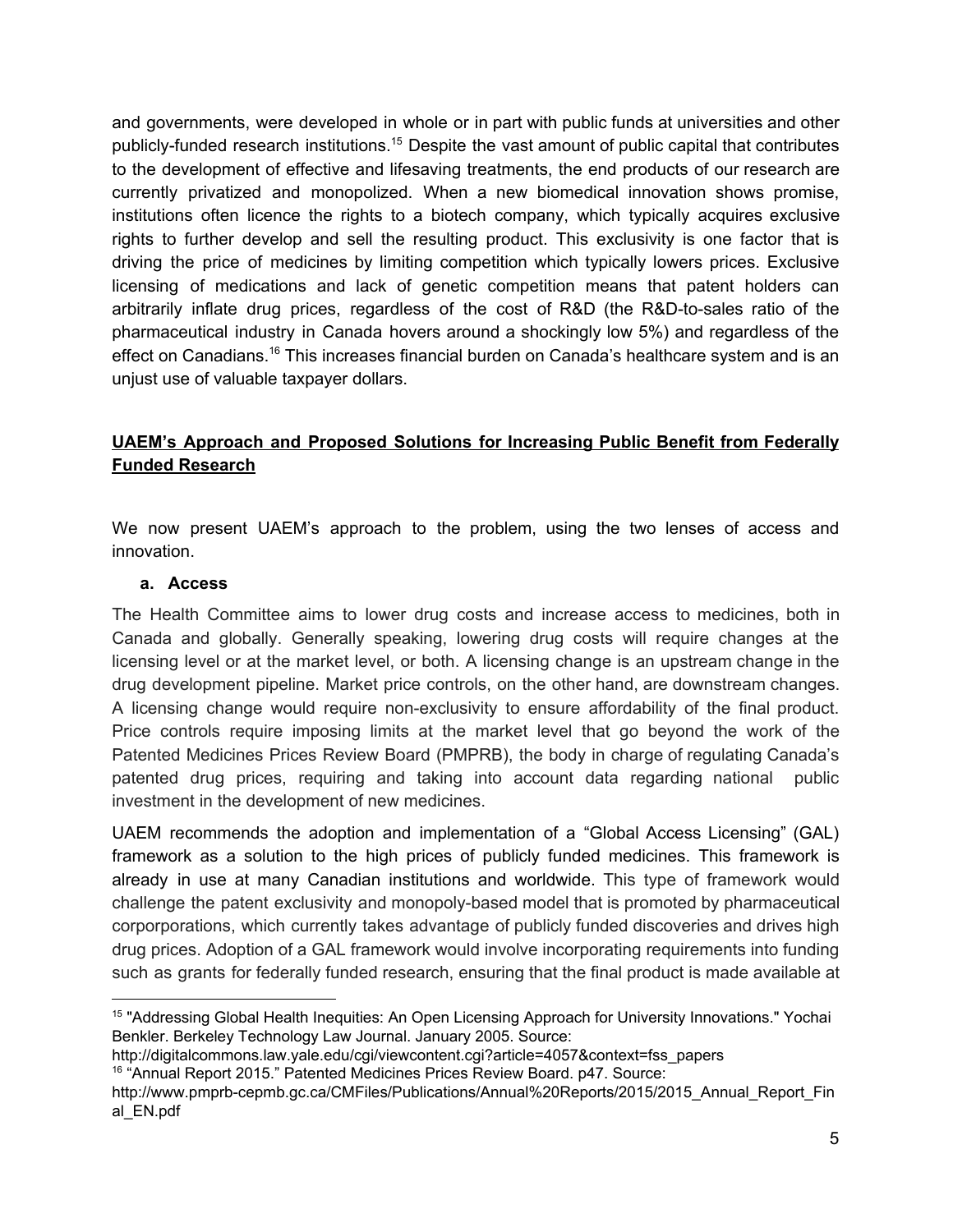and governments, were developed in whole or in part with public funds at universities and other publicly-funded research institutions.[15] Despite the vast amount of public capital that contributes to the development of effective and lifesaving treatments, the end products of our research are currently privatized and monopolized. When a new biomedical innovation shows promise, institutions often licence the rights to a biotech company, which typically acquires exclusive rights to further develop and sell the resulting product. This exclusivity is one factor that is driving the price of medicines by limiting competition which typically lowers prices. Exclusive licensing of medications and lack of genetic competition means that patent holders can arbitrarily inflate drug prices, regardless of the cost of R&D (the R&D-to-sales ratio of the pharmaceutical industry in Canada hovers around a shockingly low 5%) and regardless of the effect on Canadians.[16] This increases financial burden on Canada's healthcare system and is an unjust use of valuable taxpayer dollars.

## <u>**UAEM's Approach and Proposed Solutions for Increasing Public Benefit from Federally Funded Research**</u>

We now present UAEM's approach to the problem, using the two lenses of access and innovation.

### a. Access

The Health Committee aims to lower drug costs and increase access to medicines, both in Canada and globally. Generally speaking, lowering drug costs will require changes at the licensing level or at the market level, or both. A licensing change is an upstream change in the drug development pipeline. Market price controls, on the other hand, are downstream changes. A licensing change would require non-exclusivity to ensure affordability of the final product. Price controls require imposing limits at the market level that go beyond the work of the Patented Medicines Prices Review Board (PMPRB), the body in charge of regulating Canada's patented drug prices, requiring and taking into account data regarding national public investment in the development of new medicines.

UAEM recommends the adoption and implementation of a "Global Access Licensing" (GAL) framework as a solution to the high prices of publicly funded medicines. This framework is already in use at many Canadian institutions and worldwide. This type of framework would challenge the patent exclusivity and monopoly-based model that is promoted by pharmaceutical corporporations, which currently takes advantage of publicly funded discoveries and drives high drug prices. Adoption of a GAL framework would involve incorporating requirements into funding such as grants for federally funded research, ensuring that the final product is made available at

---

[15] "Addressing Global Health Inequities: An Open Licensing Approach for University Innovations." Yochai Benkler. Berkeley Technology Law Journal. January 2005. Source: http://digitalcommons.law.yale.edu/cgi/viewcontent.cgi?article=4057&context=fss_papers

[16] "Annual Report 2015." Patented Medicines Prices Review Board. p47. Source: http://www.pmprb-cepmb.gc.ca/CMFiles/Publications/Annual%20Reports/2015/2015_Annual_Report_Final_EN.pdf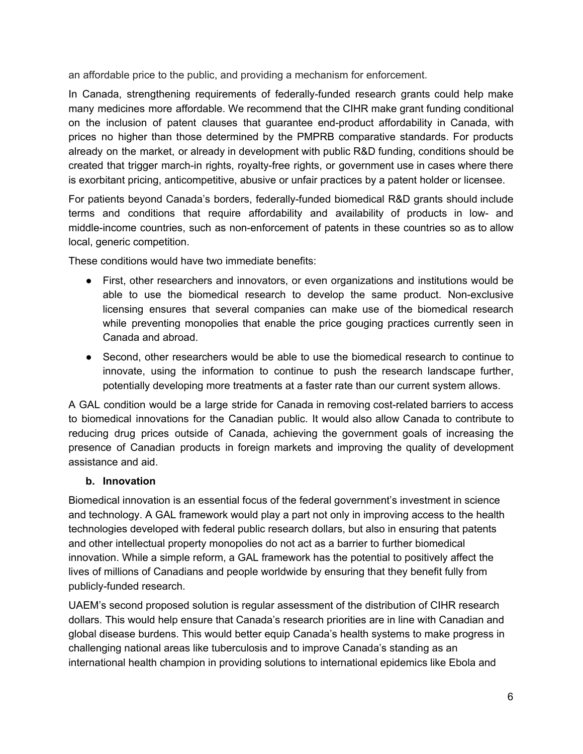an affordable price to the public, and providing a mechanism for enforcement.

In Canada, strengthening requirements of federally-funded research grants could help make many medicines more affordable. We recommend that the CIHR make grant funding conditional on the inclusion of patent clauses that guarantee end-product affordability in Canada, with prices no higher than those determined by the PMPRB comparative standards. For products already on the market, or already in development with public R&D funding, conditions should be created that trigger march-in rights, royalty-free rights, or government use in cases where there is exorbitant pricing, anticompetitive, abusive or unfair practices by a patent holder or licensee.

For patients beyond Canada's borders, federally-funded biomedical R&D grants should include terms and conditions that require affordability and availability of products in low- and middle-income countries, such as non-enforcement of patents in these countries so as to allow local, generic competition.

These conditions would have two immediate benefits:

- First, other researchers and innovators, or even organizations and institutions would be able to use the biomedical research to develop the same product. Non-exclusive licensing ensures that several companies can make use of the biomedical research while preventing monopolies that enable the price gouging practices currently seen in Canada and abroad.
- Second, other researchers would be able to use the biomedical research to continue to innovate, using the information to continue to push the research landscape further, potentially developing more treatments at a faster rate than our current system allows.

A GAL condition would be a large stride for Canada in removing cost-related barriers to access to biomedical innovations for the Canadian public. It would also allow Canada to contribute to reducing drug prices outside of Canada, achieving the government goals of increasing the presence of Canadian products in foreign markets and improving the quality of development assistance and aid.

### b. Innovation

Biomedical innovation is an essential focus of the federal government's investment in science and technology. A GAL framework would play a part not only in improving access to the health technologies developed with federal public research dollars, but also in ensuring that patents and other intellectual property monopolies do not act as a barrier to further biomedical innovation. While a simple reform, a GAL framework has the potential to positively affect the lives of millions of Canadians and people worldwide by ensuring that they benefit fully from publicly-funded research.

UAEM's second proposed solution is regular assessment of the distribution of CIHR research dollars. This would help ensure that Canada's research priorities are in line with Canadian and global disease burdens. This would better equip Canada's health systems to make progress in challenging national areas like tuberculosis and to improve Canada's standing as an international health champion in providing solutions to international epidemics like Ebola and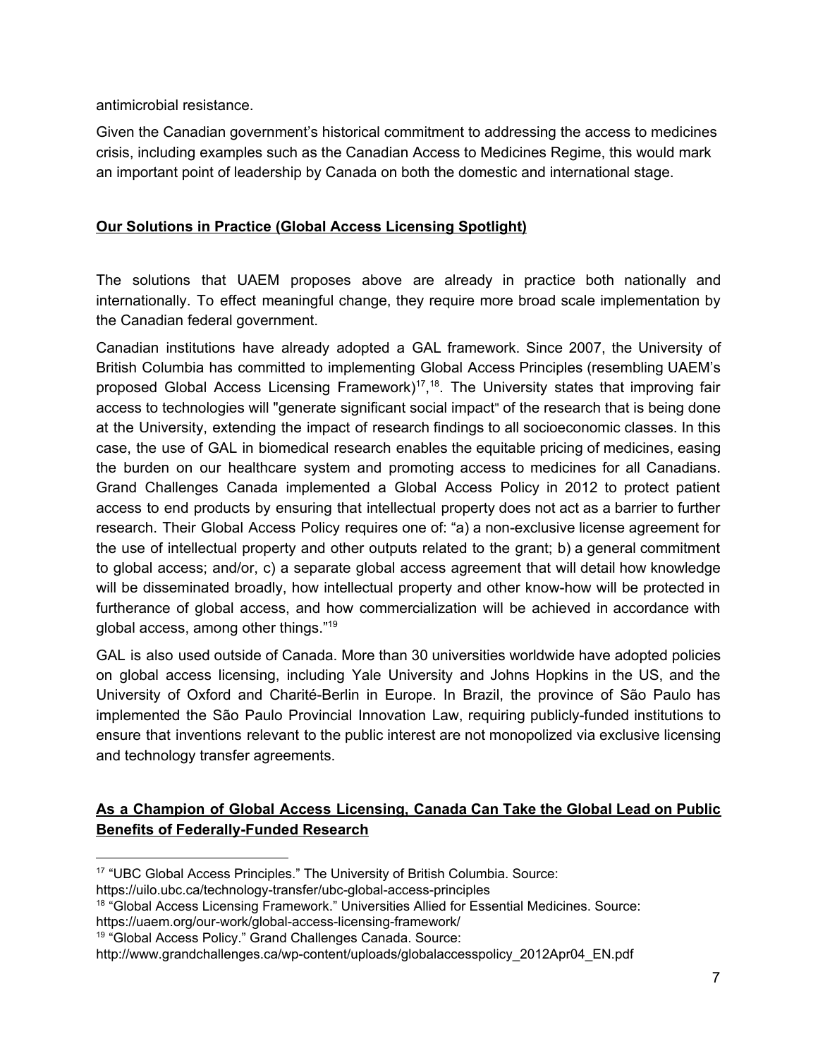antimicrobial resistance.

Given the Canadian government's historical commitment to addressing the access to medicines crisis, including examples such as the Canadian Access to Medicines Regime, this would mark an important point of leadership by Canada on both the domestic and international stage.

## **Our Solutions in Practice (Global Access Licensing Spotlight)**

The solutions that UAEM proposes above are already in practice both nationally and internationally. To effect meaningful change, they require more broad scale implementation by the Canadian federal government.

Canadian institutions have already adopted a GAL framework. Since 2007, the University of British Columbia has committed to implementing Global Access Principles (resembling UAEM's proposed Global Access Licensing Framework)[17],[18]. The University states that improving fair access to technologies will "generate significant social impact" of the research that is being done at the University, extending the impact of research findings to all socioeconomic classes. In this case, the use of GAL in biomedical research enables the equitable pricing of medicines, easing the burden on our healthcare system and promoting access to medicines for all Canadians. Grand Challenges Canada implemented a Global Access Policy in 2012 to protect patient access to end products by ensuring that intellectual property does not act as a barrier to further research. Their Global Access Policy requires one of: "a) a non-exclusive license agreement for the use of intellectual property and other outputs related to the grant; b) a general commitment to global access; and/or, c) a separate global access agreement that will detail how knowledge will be disseminated broadly, how intellectual property and other know-how will be protected in furtherance of global access, and how commercialization will be achieved in accordance with global access, among other things."[19]

GAL is also used outside of Canada. More than 30 universities worldwide have adopted policies on global access licensing, including Yale University and Johns Hopkins in the US, and the University of Oxford and Charité-Berlin in Europe. In Brazil, the province of São Paulo has implemented the São Paulo Provincial Innovation Law, requiring publicly-funded institutions to ensure that inventions relevant to the public interest are not monopolized via exclusive licensing and technology transfer agreements.

## **As a Champion of Global Access Licensing, Canada Can Take the Global Lead on Public Benefits of Federally-Funded Research**

[17] "UBC Global Access Principles." The University of British Columbia. Source: https://uilo.ubc.ca/technology-transfer/ubc-global-access-principles

[18] "Global Access Licensing Framework." Universities Allied for Essential Medicines. Source: https://uaem.org/our-work/global-access-licensing-framework/

[19] "Global Access Policy." Grand Challenges Canada. Source: http://www.grandchallenges.ca/wp-content/uploads/globalaccesspolicy_2012Apr04_EN.pdf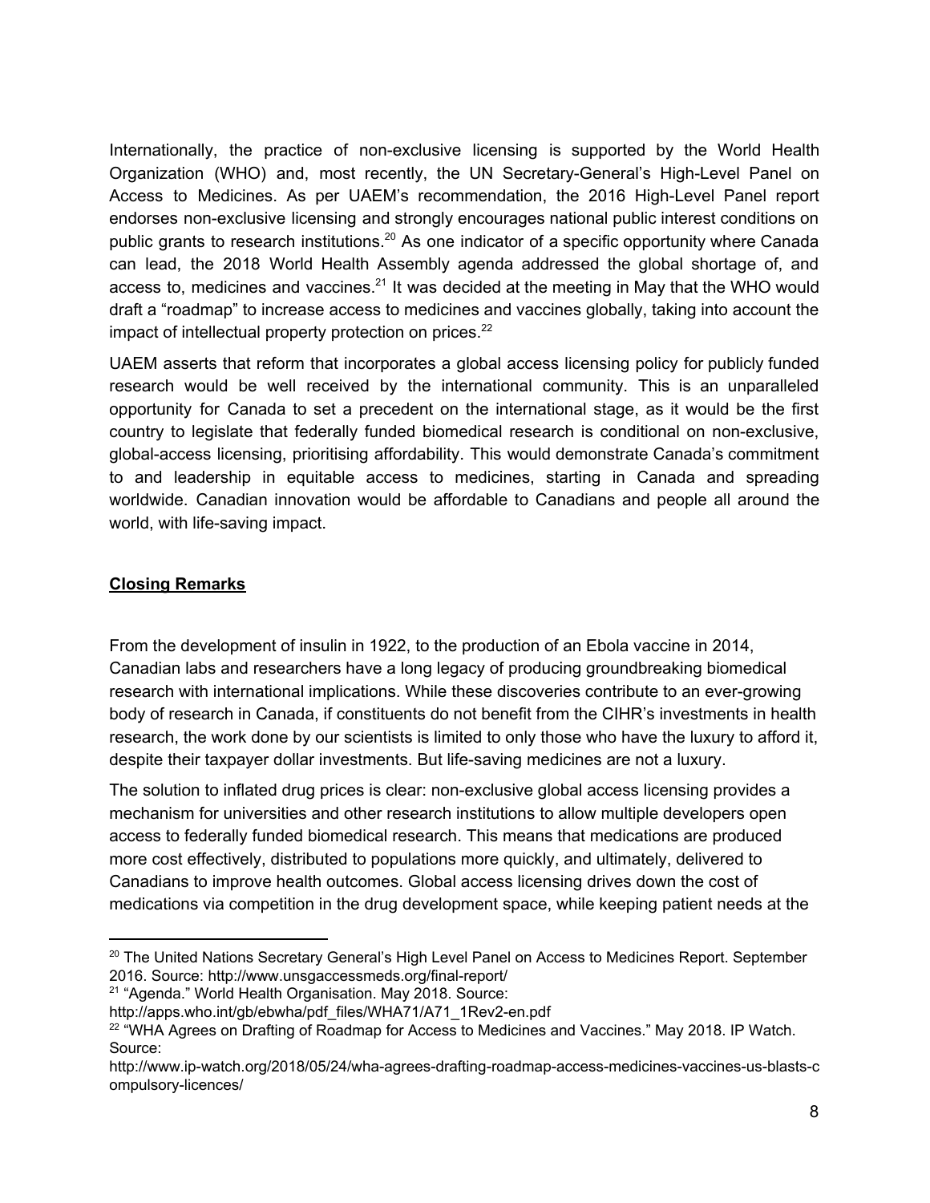Internationally, the practice of non-exclusive licensing is supported by the World Health Organization (WHO) and, most recently, the UN Secretary-General's High-Level Panel on Access to Medicines. As per UAEM's recommendation, the 2016 High-Level Panel report endorses non-exclusive licensing and strongly encourages national public interest conditions on public grants to research institutions.[20] As one indicator of a specific opportunity where Canada can lead, the 2018 World Health Assembly agenda addressed the global shortage of, and access to, medicines and vaccines.[21] It was decided at the meeting in May that the WHO would draft a "roadmap" to increase access to medicines and vaccines globally, taking into account the impact of intellectual property protection on prices.[22]

UAEM asserts that reform that incorporates a global access licensing policy for publicly funded research would be well received by the international community. This is an unparalleled opportunity for Canada to set a precedent on the international stage, as it would be the first country to legislate that federally funded biomedical research is conditional on non-exclusive, global-access licensing, prioritising affordability. This would demonstrate Canada's commitment to and leadership in equitable access to medicines, starting in Canada and spreading worldwide. Canadian innovation would be affordable to Canadians and people all around the world, with life-saving impact.

## Closing Remarks

From the development of insulin in 1922, to the production of an Ebola vaccine in 2014, Canadian labs and researchers have a long legacy of producing groundbreaking biomedical research with international implications. While these discoveries contribute to an ever-growing body of research in Canada, if constituents do not benefit from the CIHR's investments in health research, the work done by our scientists is limited to only those who have the luxury to afford it, despite their taxpayer dollar investments. But life-saving medicines are not a luxury.

The solution to inflated drug prices is clear: non-exclusive global access licensing provides a mechanism for universities and other research institutions to allow multiple developers open access to federally funded biomedical research. This means that medications are produced more cost effectively, distributed to populations more quickly, and ultimately, delivered to Canadians to improve health outcomes. Global access licensing drives down the cost of medications via competition in the drug development space, while keeping patient needs at the

---

[20] The United Nations Secretary General's High Level Panel on Access to Medicines Report. September 2016. Source: http://www.unsgaccessmeds.org/final-report/

[21] "Agenda." World Health Organisation. May 2018. Source: http://apps.who.int/gb/ebwha/pdf_files/WHA71/A71_1Rev2-en.pdf

[22] "WHA Agrees on Drafting of Roadmap for Access to Medicines and Vaccines." May 2018. IP Watch. Source: http://www.ip-watch.org/2018/05/24/wha-agrees-drafting-roadmap-access-medicines-vaccines-us-blasts-compulsory-licences/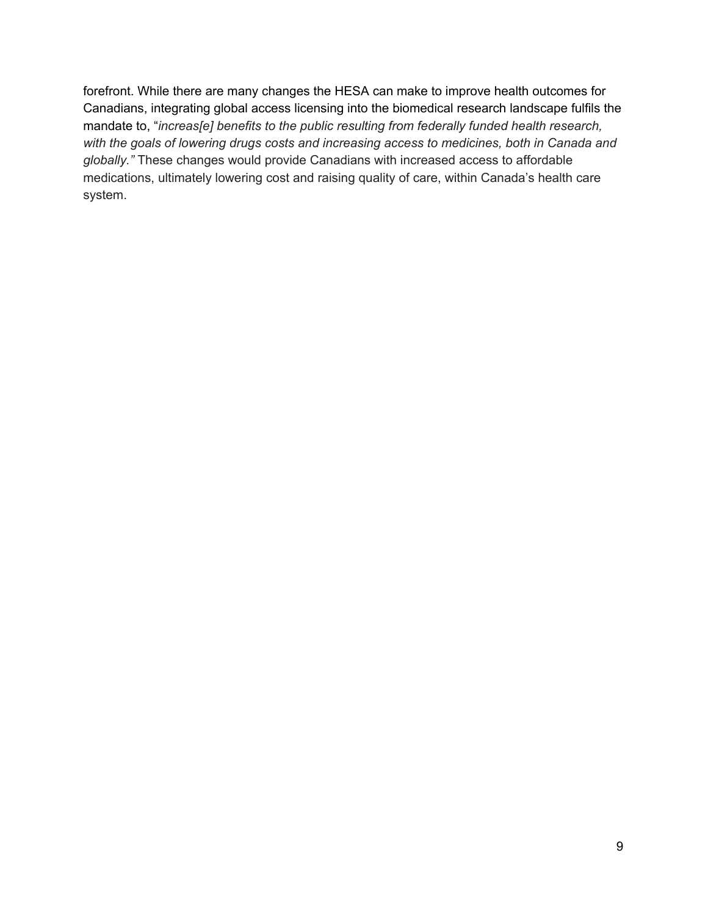forefront. While there are many changes the HESA can make to improve health outcomes for Canadians, integrating global access licensing into the biomedical research landscape fulfils the mandate to, "*increas[e] benefits to the public resulting from federally funded health research, with the goals of lowering drugs costs and increasing access to medicines, both in Canada and globally.*" These changes would provide Canadians with increased access to affordable medications, ultimately lowering cost and raising quality of care, within Canada's health care system.